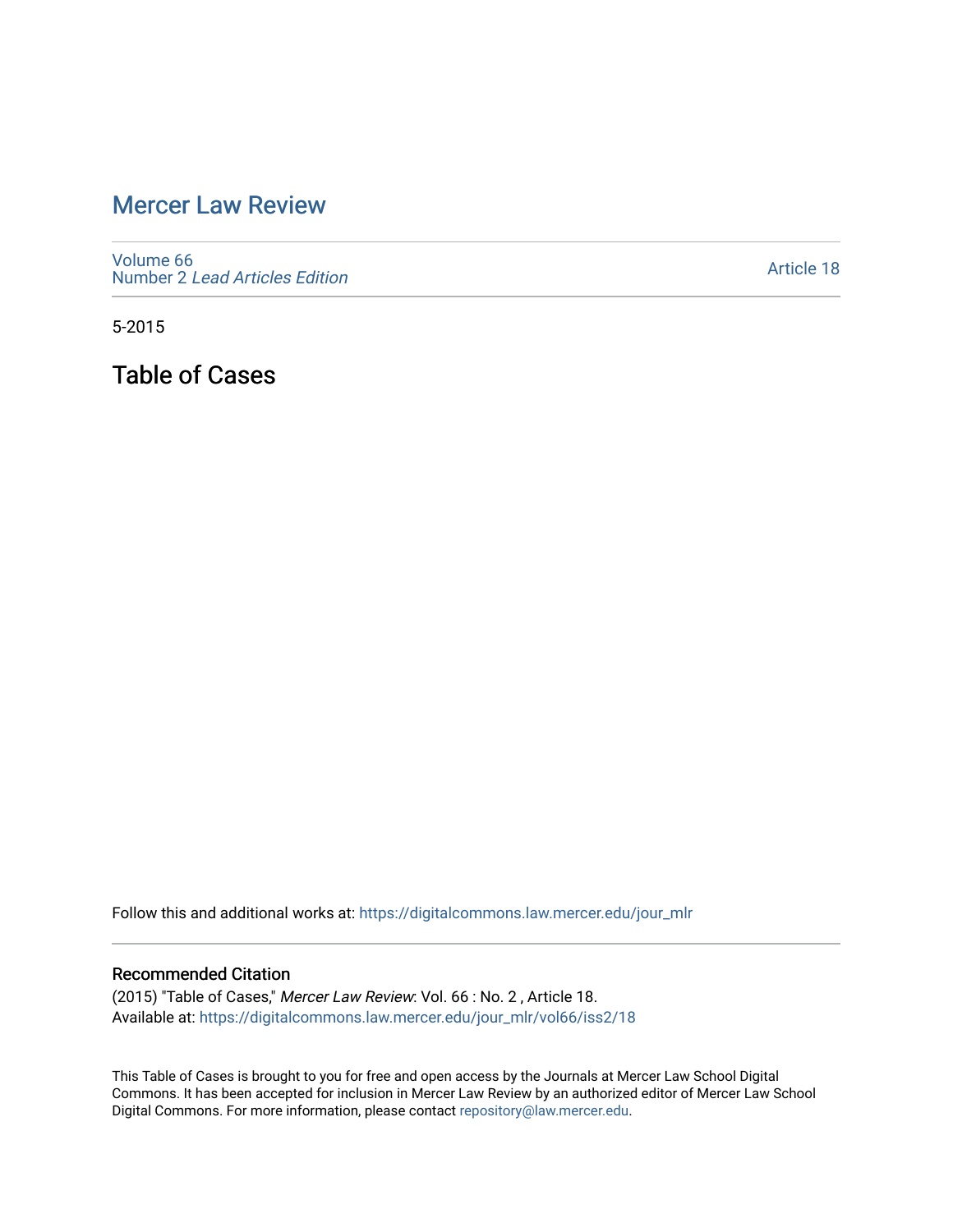# Mercer Law Review

Volume 66
Number 2 *Lead Articles Edition*

Article 18

5-2015

## Table of Cases

Follow this and additional works at: https://digitalcommons.law.mercer.edu/jour_mlr

### Recommended Citation

(2015) "Table of Cases," *Mercer Law Review*: Vol. 66 : No. 2 , Article 18.
Available at: https://digitalcommons.law.mercer.edu/jour_mlr/vol66/iss2/18

This Table of Cases is brought to you for free and open access by the Journals at Mercer Law School Digital Commons. It has been accepted for inclusion in Mercer Law Review by an authorized editor of Mercer Law School Digital Commons. For more information, please contact repository@law.mercer.edu.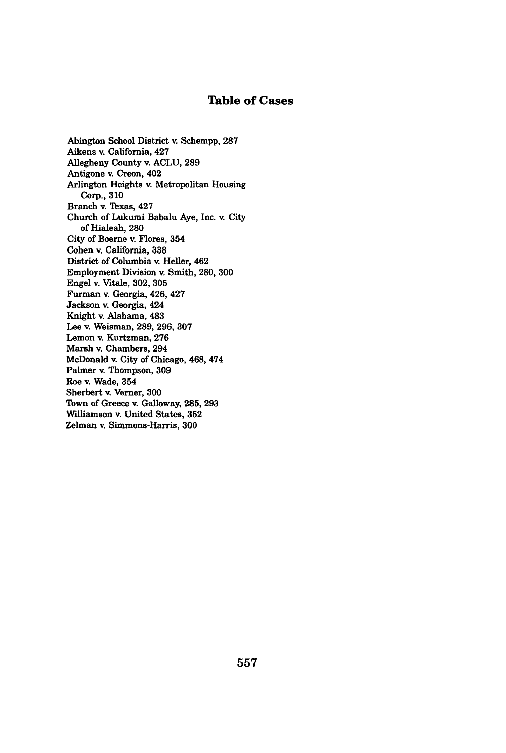# Table of Cases

Abington School District v. Schempp, 287
Aikens v. California, 427
Allegheny County v. ACLU, 289
Antigone v. Creon, 402
Arlington Heights v. Metropolitan Housing Corp., 310
Branch v. Texas, 427
Church of Lukumi Babalu Aye, Inc. v. City of Hialeah, 280
City of Boerne v. Flores, 354
Cohen v. California, 338
District of Columbia v. Heller, 462
Employment Division v. Smith, 280, 300
Engel v. Vitale, 302, 305
Furman v. Georgia, 426, 427
Jackson v. Georgia, 424
Knight v. Alabama, 483
Lee v. Weisman, 289, 296, 307
Lemon v. Kurtzman, 276
Marsh v. Chambers, 294
McDonald v. City of Chicago, 468, 474
Palmer v. Thompson, 309
Roe v. Wade, 354
Sherbert v. Verner, 300
Town of Greece v. Galloway, 285, 293
Williamson v. United States, 352
Zelman v. Simmons-Harris, 300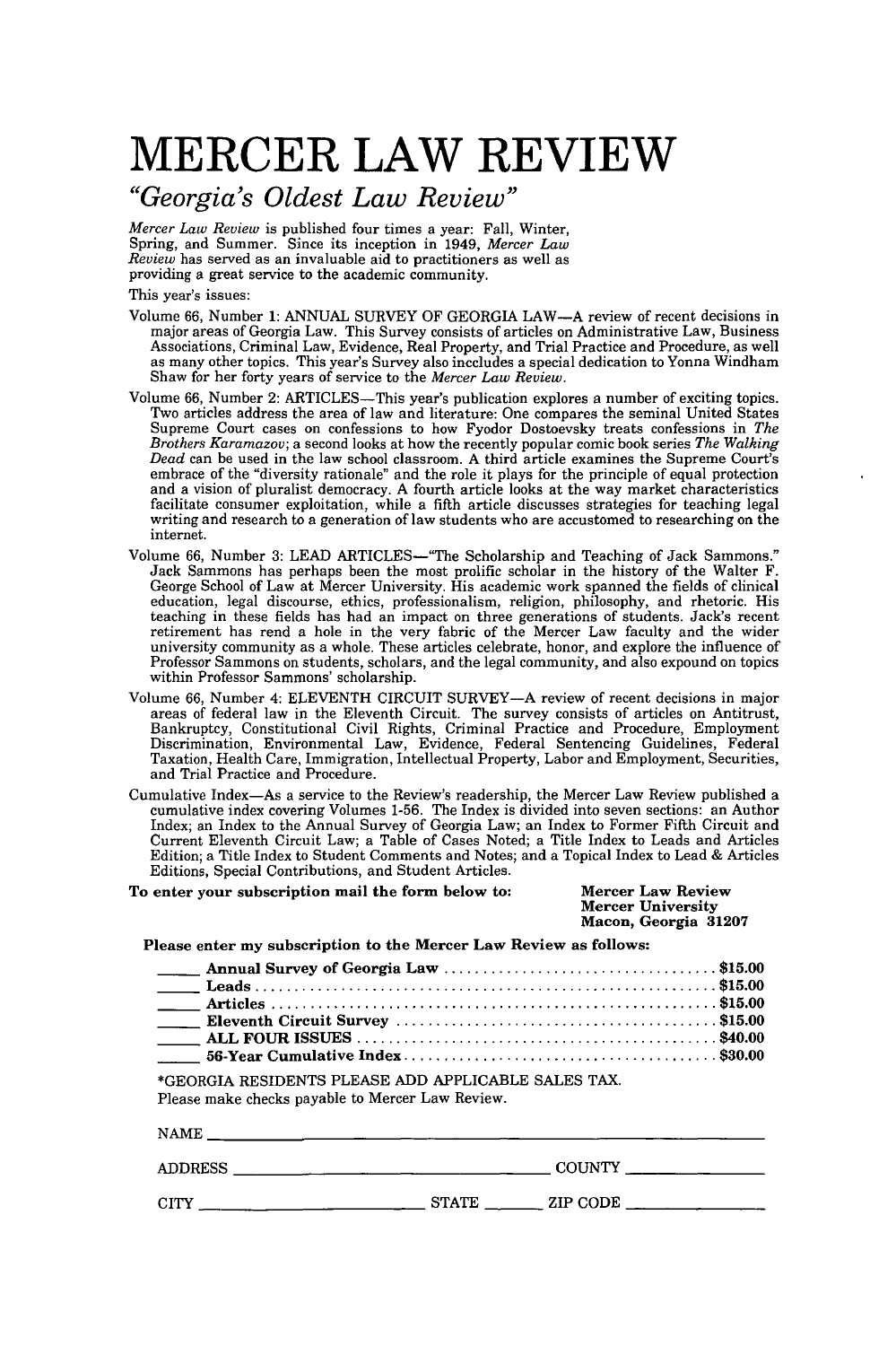# MERCER LAW REVIEW

## *"Georgia's Oldest Law Review"*

*Mercer Law Review* is published four times a year: Fall, Winter, Spring, and Summer. Since its inception in 1949, *Mercer Law Review* has served as an invaluable aid to practitioners as well as providing a great service to the academic community.

This year's issues:

Volume 66, Number 1: ANNUAL SURVEY OF GEORGIA LAW—A review of recent decisions in major areas of Georgia Law. This Survey consists of articles on Administrative Law, Business Associations, Criminal Law, Evidence, Real Property, and Trial Practice and Procedure, as well as many other topics. This year's Survey also inccludes a special dedication to Yonna Windham Shaw for her forty years of service to the *Mercer Law Review*.

Volume 66, Number 2: ARTICLES—This year's publication explores a number of exciting topics. Two articles address the area of law and literature: One compares the seminal United States Supreme Court cases on confessions to how Fyodor Dostoevsky treats confessions in *The Brothers Karamazov*; a second looks at how the recently popular comic book series *The Walking Dead* can be used in the law school classroom. A third article examines the Supreme Court's embrace of the "diversity rationale" and the role it plays for the principle of equal protection and a vision of pluralist democracy. A fourth article looks at the way market characteristics facilitate consumer exploitation, while a fifth article discusses strategies for teaching legal writing and research to a generation of law students who are accustomed to researching on the internet.

Volume 66, Number 3: LEAD ARTICLES—"The Scholarship and Teaching of Jack Sammons." Jack Sammons has perhaps been the most prolific scholar in the history of the Walter F. George School of Law at Mercer University. His academic work spanned the fields of clinical education, legal discourse, ethics, professionalism, religion, philosophy, and rhetoric. His teaching in these fields has had an impact on three generations of students. Jack's recent retirement has rend a hole in the very fabric of the Mercer Law faculty and the wider university community as a whole. These articles celebrate, honor, and explore the influence of Professor Sammons on students, scholars, and the legal community, and also expound on topics within Professor Sammons' scholarship.

Volume 66, Number 4: ELEVENTH CIRCUIT SURVEY—A review of recent decisions in major areas of federal law in the Eleventh Circuit. The survey consists of articles on Antitrust, Bankruptcy, Constitutional Civil Rights, Criminal Practice and Procedure, Employment Discrimination, Environmental Law, Evidence, Federal Sentencing Guidelines, Federal Taxation, Health Care, Immigration, Intellectual Property, Labor and Employment, Securities, and Trial Practice and Procedure.

Cumulative Index—As a service to the Review's readership, the Mercer Law Review published a cumulative index covering Volumes 1-56. The Index is divided into seven sections: an Author Index; an Index to the Annual Survey of Georgia Law; an Index to Former Fifth Circuit and Current Eleventh Circuit Law; a Table of Cases Noted; a Title Index to Leads and Articles Edition; a Title Index to Student Comments and Notes; and a Topical Index to Lead & Articles Editions, Special Contributions, and Student Articles.

**To enter your subscription mail the form below to:**

**Mercer Law Review**
**Mercer University**
**Macon, Georgia 31207**

**Please enter my subscription to the Mercer Law Review as follows:**

_____ **Annual Survey of Georgia Law** .................................. **$15.00**
_____ **Leads** .................................. **$15.00**
_____ **Articles** .................................. **$15.00**
_____ **Eleventh Circuit Survey** .................................. **$15.00**
_____ **ALL FOUR ISSUES** .................................. **$40.00**
_____ **56-Year Cumulative Index** .................................. **$30.00**

*GEORGIA RESIDENTS PLEASE ADD APPLICABLE SALES TAX.
Please make checks payable to Mercer Law Review.

NAME ____________________________________________

ADDRESS ______________________________ COUNTY ______________

CITY ______________________ STATE ______ ZIP CODE ______________